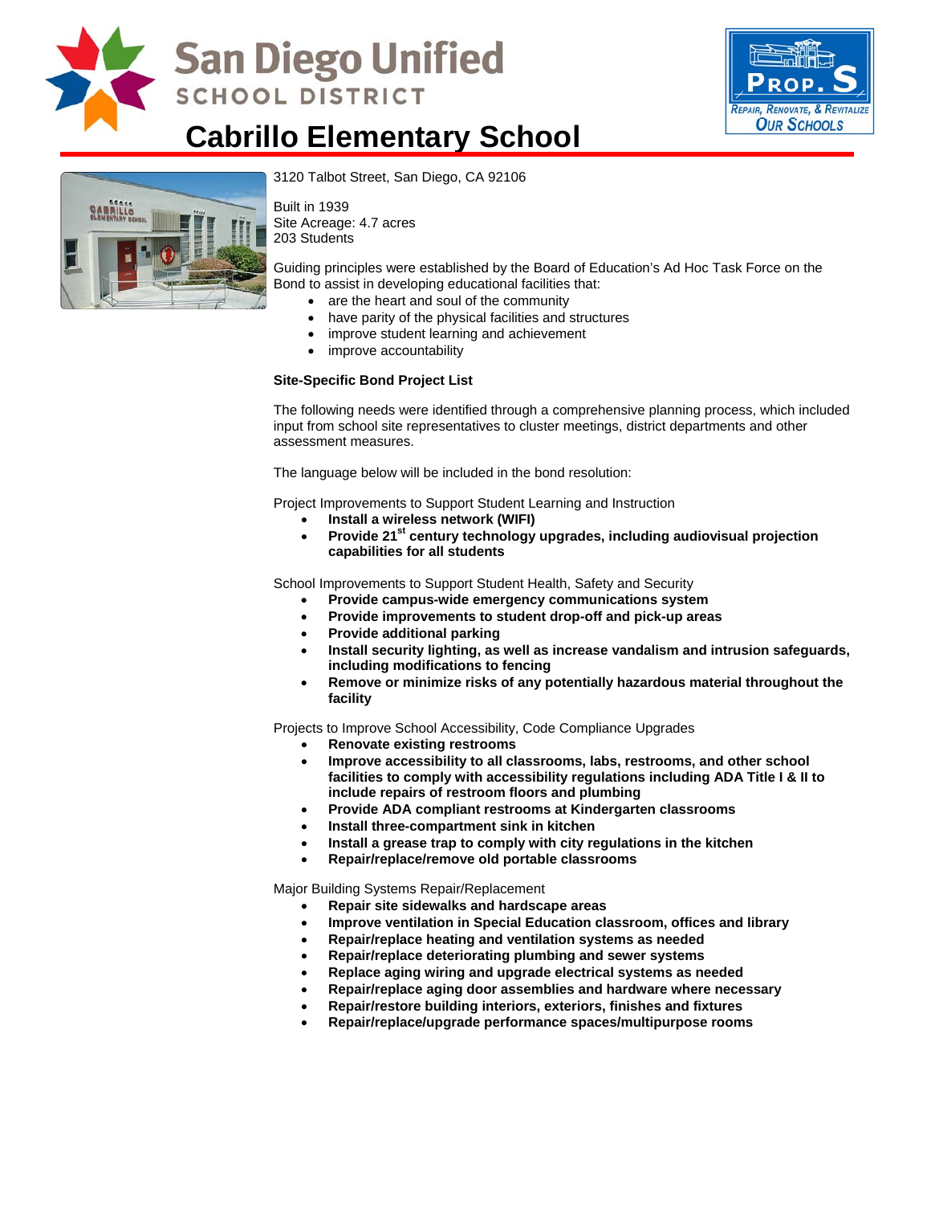# Cabrillo Elementary School

3120 Talbot Street, San Diego, CA 92106

Built in 1939
Site Acreage: 4.7 acres
203 Students

Guiding principles were established by the Board of Education's Ad Hoc Task Force on the Bond to assist in developing educational facilities that:

- are the heart and soul of the community
- have parity of the physical facilities and structures
- improve student learning and achievement
- improve accountability

**Site-Specific Bond Project List**

The following needs were identified through a comprehensive planning process, which included input from school site representatives to cluster meetings, district departments and other assessment measures.

The language below will be included in the bond resolution:

Project Improvements to Support Student Learning and Instruction

- **Install a wireless network (WIFI)**
- **Provide 21st century technology upgrades, including audiovisual projection capabilities for all students**

School Improvements to Support Student Health, Safety and Security

- **Provide campus-wide emergency communications system**
- **Provide improvements to student drop-off and pick-up areas**
- **Provide additional parking**
- **Install security lighting, as well as increase vandalism and intrusion safeguards, including modifications to fencing**
- **Remove or minimize risks of any potentially hazardous material throughout the facility**

Projects to Improve School Accessibility, Code Compliance Upgrades

- **Renovate existing restrooms**
- **Improve accessibility to all classrooms, labs, restrooms, and other school facilities to comply with accessibility regulations including ADA Title I & II to include repairs of restroom floors and plumbing**
- **Provide ADA compliant restrooms at Kindergarten classrooms**
- **Install three-compartment sink in kitchen**
- **Install a grease trap to comply with city regulations in the kitchen**
- **Repair/replace/remove old portable classrooms**

Major Building Systems Repair/Replacement

- **Repair site sidewalks and hardscape areas**
- **Improve ventilation in Special Education classroom, offices and library**
- **Repair/replace heating and ventilation systems as needed**
- **Repair/replace deteriorating plumbing and sewer systems**
- **Replace aging wiring and upgrade electrical systems as needed**
- **Repair/replace aging door assemblies and hardware where necessary**
- **Repair/restore building interiors, exteriors, finishes and fixtures**
- **Repair/replace/upgrade performance spaces/multipurpose rooms**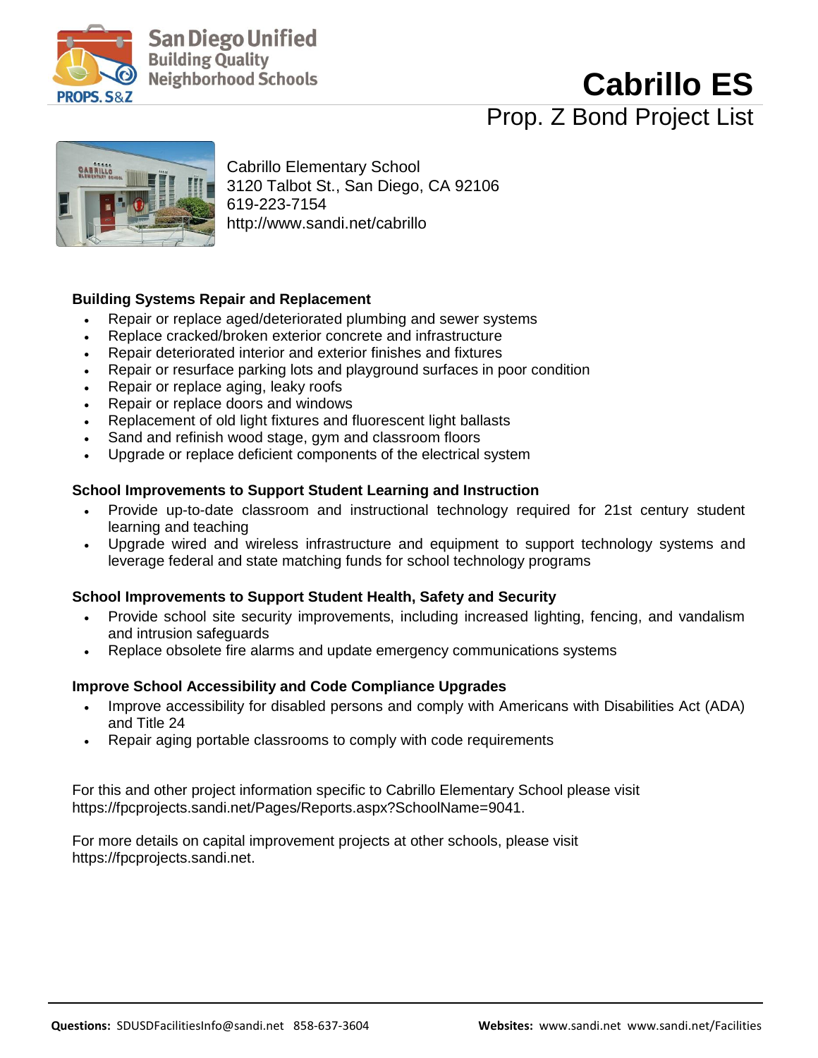# Cabrillo ES

## Prop. Z Bond Project List

Cabrillo Elementary School
3120 Talbot St., San Diego, CA 92106
619-223-7154
http://www.sandi.net/cabrillo

**Building Systems Repair and Replacement**

- Repair or replace aged/deteriorated plumbing and sewer systems
- Replace cracked/broken exterior concrete and infrastructure
- Repair deteriorated interior and exterior finishes and fixtures
- Repair or resurface parking lots and playground surfaces in poor condition
- Repair or replace aging, leaky roofs
- Repair or replace doors and windows
- Replacement of old light fixtures and fluorescent light ballasts
- Sand and refinish wood stage, gym and classroom floors
- Upgrade or replace deficient components of the electrical system

**School Improvements to Support Student Learning and Instruction**

- Provide up-to-date classroom and instructional technology required for 21st century student learning and teaching
- Upgrade wired and wireless infrastructure and equipment to support technology systems and leverage federal and state matching funds for school technology programs

**School Improvements to Support Student Health, Safety and Security**

- Provide school site security improvements, including increased lighting, fencing, and vandalism and intrusion safeguards
- Replace obsolete fire alarms and update emergency communications systems

**Improve School Accessibility and Code Compliance Upgrades**

- Improve accessibility for disabled persons and comply with Americans with Disabilities Act (ADA) and Title 24
- Repair aging portable classrooms to comply with code requirements

For this and other project information specific to Cabrillo Elementary School please visit https://fpcprojects.sandi.net/Pages/Reports.aspx?SchoolName=9041.

For more details on capital improvement projects at other schools, please visit https://fpcprojects.sandi.net.

**Questions:** SDUSDFacilitiesInfo@sandi.net 858-637-3604 **Websites:** www.sandi.net www.sandi.net/Facilities